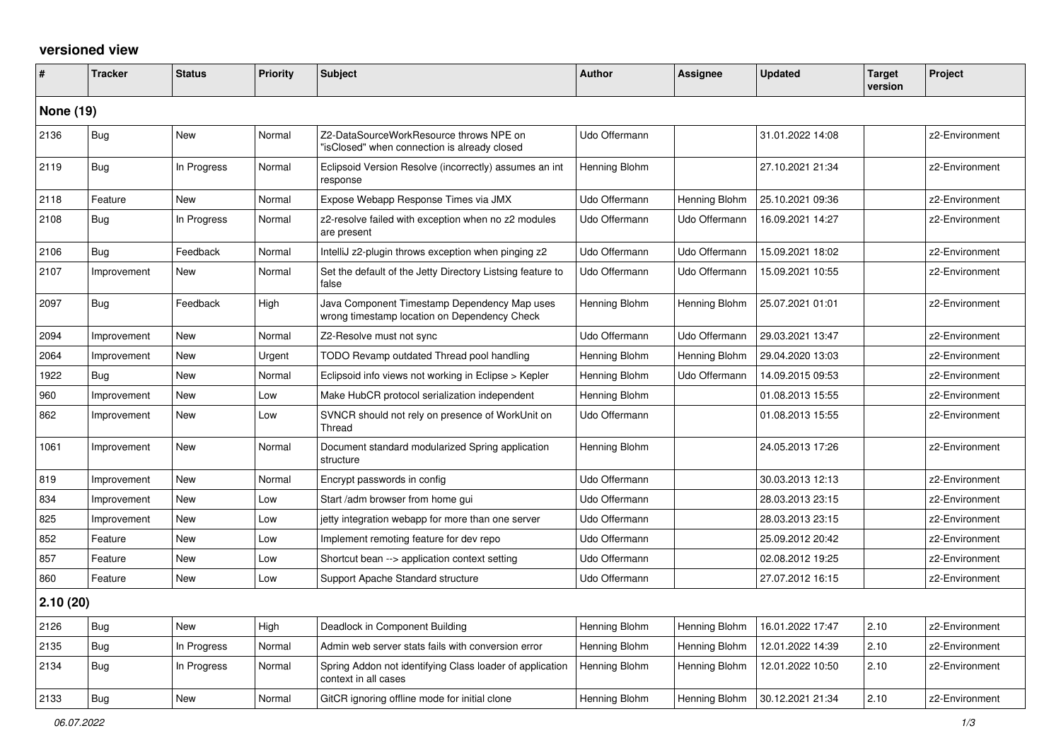# versioned view

| # | Tracker | Status | Priority | Subject | Author | Assignee | Updated | Target version | Project |
|---|---|---|---|---|---|---|---|---|---|
| **None (19)** | | | | | | | | | |
| 2136 | Bug | New | Normal | Z2-DataSourceWorkResource throws NPE on "isClosed" when connection is already closed | Udo Offermann | | 31.01.2022 14:08 | | z2-Environment |
| 2119 | Bug | In Progress | Normal | Eclipsoid Version Resolve (incorrectly) assumes an int response | Henning Blohm | | 27.10.2021 21:34 | | z2-Environment |
| 2118 | Feature | New | Normal | Expose Webapp Response Times via JMX | Udo Offermann | Henning Blohm | 25.10.2021 09:36 | | z2-Environment |
| 2108 | Bug | In Progress | Normal | z2-resolve failed with exception when no z2 modules are present | Udo Offermann | Udo Offermann | 16.09.2021 14:27 | | z2-Environment |
| 2106 | Bug | Feedback | Normal | IntelliJ z2-plugin throws exception when pinging z2 | Udo Offermann | Udo Offermann | 15.09.2021 18:02 | | z2-Environment |
| 2107 | Improvement | New | Normal | Set the default of the Jetty Directory Listsing feature to false | Udo Offermann | Udo Offermann | 15.09.2021 10:55 | | z2-Environment |
| 2097 | Bug | Feedback | High | Java Component Timestamp Dependency Map uses wrong timestamp location on Dependency Check | Henning Blohm | Henning Blohm | 25.07.2021 01:01 | | z2-Environment |
| 2094 | Improvement | New | Normal | Z2-Resolve must not sync | Udo Offermann | Udo Offermann | 29.03.2021 13:47 | | z2-Environment |
| 2064 | Improvement | New | Urgent | TODO Revamp outdated Thread pool handling | Henning Blohm | Henning Blohm | 29.04.2020 13:03 | | z2-Environment |
| 1922 | Bug | New | Normal | Eclipsoid info views not working in Eclipse > Kepler | Henning Blohm | Udo Offermann | 14.09.2015 09:53 | | z2-Environment |
| 960 | Improvement | New | Low | Make HubCR protocol serialization independent | Henning Blohm | | 01.08.2013 15:55 | | z2-Environment |
| 862 | Improvement | New | Low | SVNCR should not rely on presence of WorkUnit on Thread | Udo Offermann | | 01.08.2013 15:55 | | z2-Environment |
| 1061 | Improvement | New | Normal | Document standard modularized Spring application structure | Henning Blohm | | 24.05.2013 17:26 | | z2-Environment |
| 819 | Improvement | New | Normal | Encrypt passwords in config | Udo Offermann | | 30.03.2013 12:13 | | z2-Environment |
| 834 | Improvement | New | Low | Start /adm browser from home gui | Udo Offermann | | 28.03.2013 23:15 | | z2-Environment |
| 825 | Improvement | New | Low | jetty integration webapp for more than one server | Udo Offermann | | 28.03.2013 23:15 | | z2-Environment |
| 852 | Feature | New | Low | Implement remoting feature for dev repo | Udo Offermann | | 25.09.2012 20:42 | | z2-Environment |
| 857 | Feature | New | Low | Shortcut bean --> application context setting | Udo Offermann | | 02.08.2012 19:25 | | z2-Environment |
| 860 | Feature | New | Low | Support Apache Standard structure | Udo Offermann | | 27.07.2012 16:15 | | z2-Environment |
| **2.10 (20)** | | | | | | | | | |
| 2126 | Bug | New | High | Deadlock in Component Building | Henning Blohm | Henning Blohm | 16.01.2022 17:47 | 2.10 | z2-Environment |
| 2135 | Bug | In Progress | Normal | Admin web server stats fails with conversion error | Henning Blohm | Henning Blohm | 12.01.2022 14:39 | 2.10 | z2-Environment |
| 2134 | Bug | In Progress | Normal | Spring Addon not identifying Class loader of application context in all cases | Henning Blohm | Henning Blohm | 12.01.2022 10:50 | 2.10 | z2-Environment |
| 2133 | Bug | New | Normal | GitCR ignoring offline mode for initial clone | Henning Blohm | Henning Blohm | 30.12.2021 21:34 | 2.10 | z2-Environment |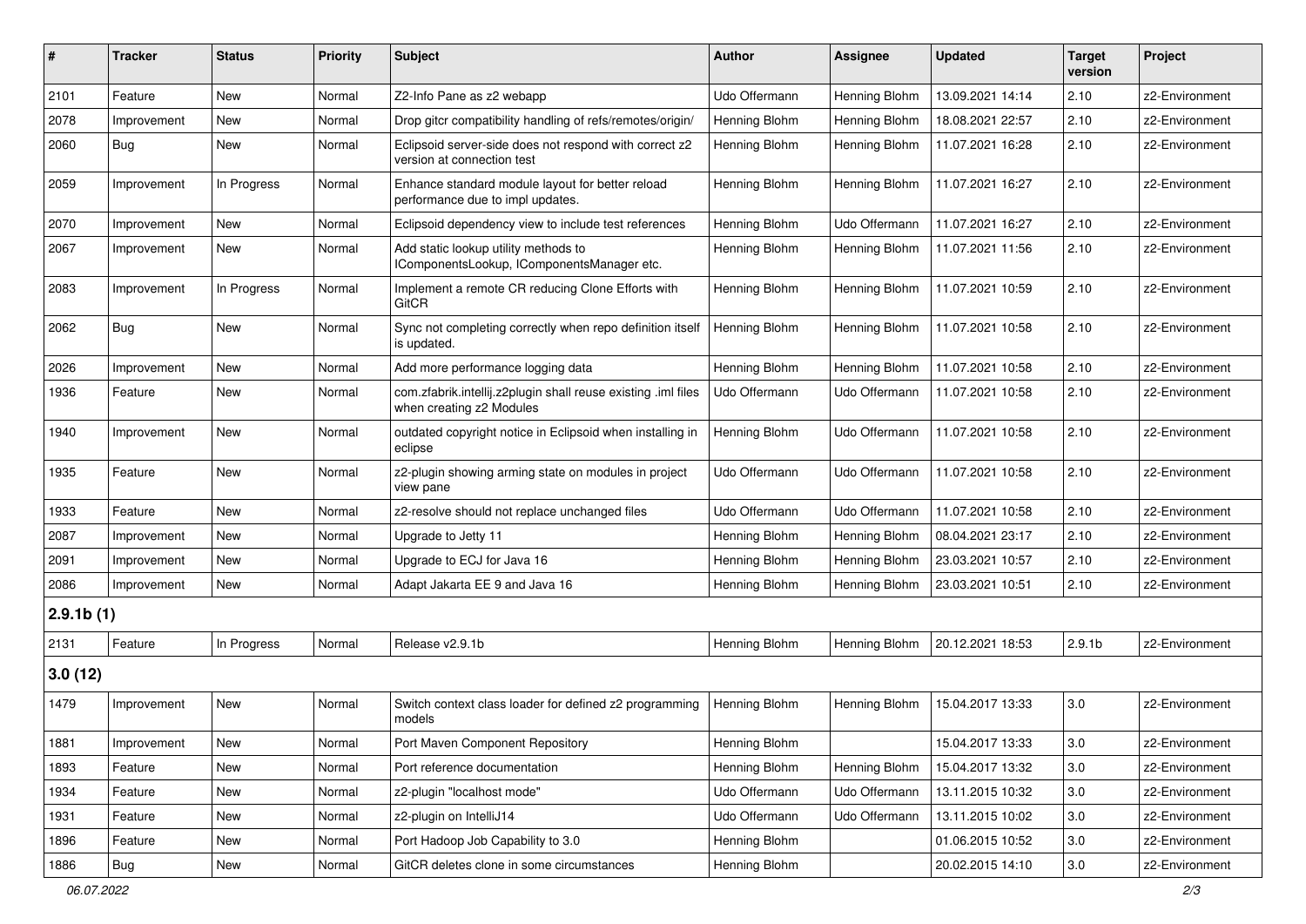| # | Tracker | Status | Priority | Subject | Author | Assignee | Updated | Target version | Project |
|---|---|---|---|---|---|---|---|---|---|
| 2101 | Feature | New | Normal | Z2-Info Pane as z2 webapp | Udo Offermann | Henning Blohm | 13.09.2021 14:14 | 2.10 | z2-Environment |
| 2078 | Improvement | New | Normal | Drop gitcr compatibility handling of refs/remotes/origin/ | Henning Blohm | Henning Blohm | 18.08.2021 22:57 | 2.10 | z2-Environment |
| 2060 | Bug | New | Normal | Eclipsoid server-side does not respond with correct z2 version at connection test | Henning Blohm | Henning Blohm | 11.07.2021 16:28 | 2.10 | z2-Environment |
| 2059 | Improvement | In Progress | Normal | Enhance standard module layout for better reload performance due to impl updates. | Henning Blohm | Henning Blohm | 11.07.2021 16:27 | 2.10 | z2-Environment |
| 2070 | Improvement | New | Normal | Eclipsoid dependency view to include test references | Henning Blohm | Udo Offermann | 11.07.2021 16:27 | 2.10 | z2-Environment |
| 2067 | Improvement | New | Normal | Add static lookup utility methods to IComponentsLookup, IComponentsManager etc. | Henning Blohm | Henning Blohm | 11.07.2021 11:56 | 2.10 | z2-Environment |
| 2083 | Improvement | In Progress | Normal | Implement a remote CR reducing Clone Efforts with GitCR | Henning Blohm | Henning Blohm | 11.07.2021 10:59 | 2.10 | z2-Environment |
| 2062 | Bug | New | Normal | Sync not completing correctly when repo definition itself is updated. | Henning Blohm | Henning Blohm | 11.07.2021 10:58 | 2.10 | z2-Environment |
| 2026 | Improvement | New | Normal | Add more performance logging data | Henning Blohm | Henning Blohm | 11.07.2021 10:58 | 2.10 | z2-Environment |
| 1936 | Feature | New | Normal | com.zfabrik.intellij.z2plugin shall reuse existing .iml files when creating z2 Modules | Udo Offermann | Udo Offermann | 11.07.2021 10:58 | 2.10 | z2-Environment |
| 1940 | Improvement | New | Normal | outdated copyright notice in Eclipsoid when installing in eclipse | Henning Blohm | Udo Offermann | 11.07.2021 10:58 | 2.10 | z2-Environment |
| 1935 | Feature | New | Normal | z2-plugin showing arming state on modules in project view pane | Udo Offermann | Udo Offermann | 11.07.2021 10:58 | 2.10 | z2-Environment |
| 1933 | Feature | New | Normal | z2-resolve should not replace unchanged files | Udo Offermann | Udo Offermann | 11.07.2021 10:58 | 2.10 | z2-Environment |
| 2087 | Improvement | New | Normal | Upgrade to Jetty 11 | Henning Blohm | Henning Blohm | 08.04.2021 23:17 | 2.10 | z2-Environment |
| 2091 | Improvement | New | Normal | Upgrade to ECJ for Java 16 | Henning Blohm | Henning Blohm | 23.03.2021 10:57 | 2.10 | z2-Environment |
| 2086 | Improvement | New | Normal | Adapt Jakarta EE 9 and Java 16 | Henning Blohm | Henning Blohm | 23.03.2021 10:51 | 2.10 | z2-Environment |
| **2.9.1b (1)** | | | | | | | | | |
| 2131 | Feature | In Progress | Normal | Release v2.9.1b | Henning Blohm | Henning Blohm | 20.12.2021 18:53 | 2.9.1b | z2-Environment |
| **3.0 (12)** | | | | | | | | | |
| 1479 | Improvement | New | Normal | Switch context class loader for defined z2 programming models | Henning Blohm | Henning Blohm | 15.04.2017 13:33 | 3.0 | z2-Environment |
| 1881 | Improvement | New | Normal | Port Maven Component Repository | Henning Blohm | | 15.04.2017 13:33 | 3.0 | z2-Environment |
| 1893 | Feature | New | Normal | Port reference documentation | Henning Blohm | Henning Blohm | 15.04.2017 13:32 | 3.0 | z2-Environment |
| 1934 | Feature | New | Normal | z2-plugin "localhost mode" | Udo Offermann | Udo Offermann | 13.11.2015 10:32 | 3.0 | z2-Environment |
| 1931 | Feature | New | Normal | z2-plugin on IntelliJ14 | Udo Offermann | Udo Offermann | 13.11.2015 10:02 | 3.0 | z2-Environment |
| 1896 | Feature | New | Normal | Port Hadoop Job Capability to 3.0 | Henning Blohm | | 01.06.2015 10:52 | 3.0 | z2-Environment |
| 1886 | Bug | New | Normal | GitCR deletes clone in some circumstances | Henning Blohm | | 20.02.2015 14:10 | 3.0 | z2-Environment |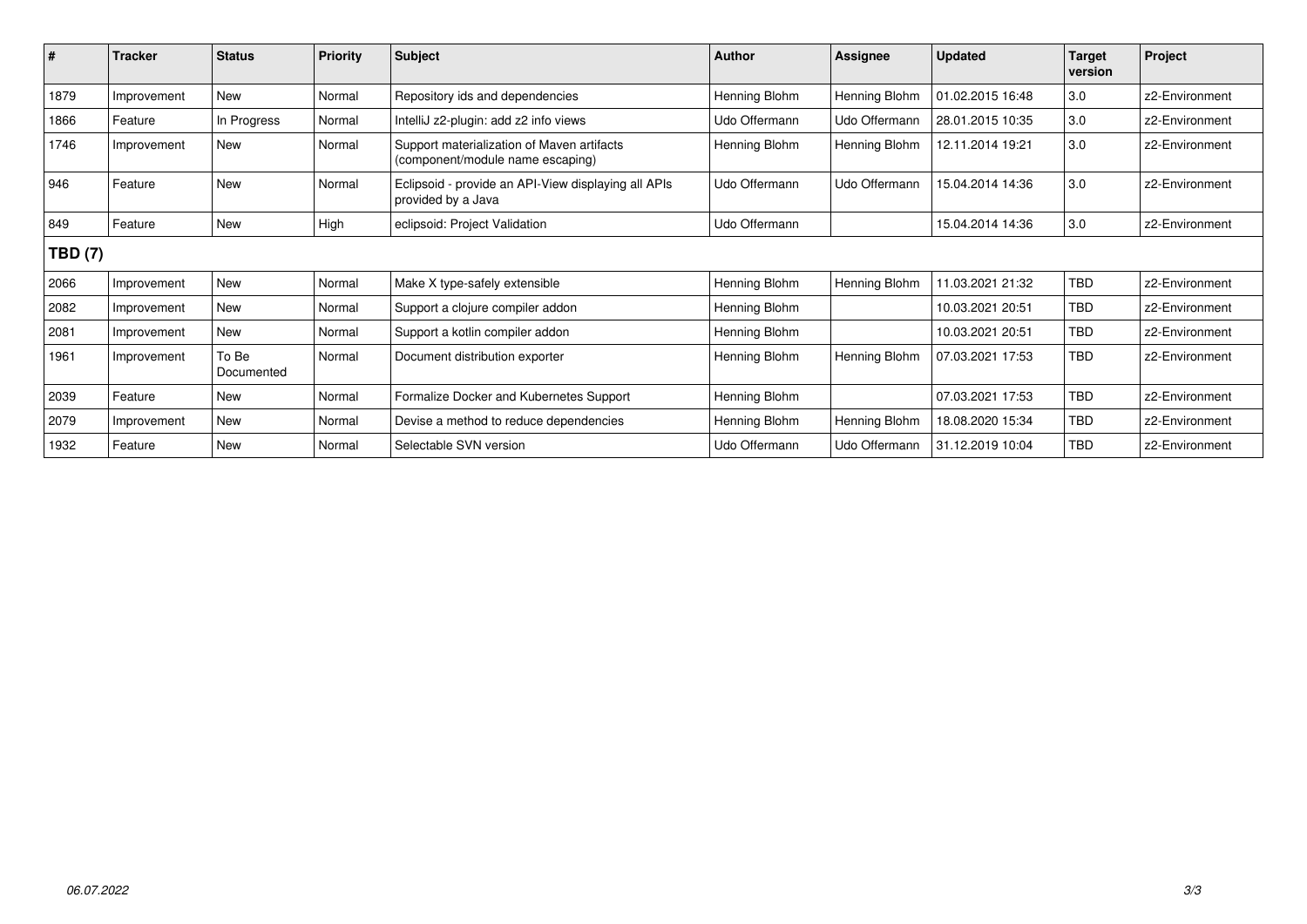| # | Tracker | Status | Priority | Subject | Author | Assignee | Updated | Target version | Project |
|---|---|---|---|---|---|---|---|---|---|
| 1879 | Improvement | New | Normal | Repository ids and dependencies | Henning Blohm | Henning Blohm | 01.02.2015 16:48 | 3.0 | z2-Environment |
| 1866 | Feature | In Progress | Normal | IntelliJ z2-plugin: add z2 info views | Udo Offermann | Udo Offermann | 28.01.2015 10:35 | 3.0 | z2-Environment |
| 1746 | Improvement | New | Normal | Support materialization of Maven artifacts (component/module name escaping) | Henning Blohm | Henning Blohm | 12.11.2014 19:21 | 3.0 | z2-Environment |
| 946 | Feature | New | Normal | Eclipsoid - provide an API-View displaying all APIs provided by a Java | Udo Offermann | Udo Offermann | 15.04.2014 14:36 | 3.0 | z2-Environment |
| 849 | Feature | New | High | eclipsoid: Project Validation | Udo Offermann | | 15.04.2014 14:36 | 3.0 | z2-Environment |
| **TBD (7)** | | | | | | | | | |
| 2066 | Improvement | New | Normal | Make X type-safely extensible | Henning Blohm | Henning Blohm | 11.03.2021 21:32 | TBD | z2-Environment |
| 2082 | Improvement | New | Normal | Support a clojure compiler addon | Henning Blohm | | 10.03.2021 20:51 | TBD | z2-Environment |
| 2081 | Improvement | New | Normal | Support a kotlin compiler addon | Henning Blohm | | 10.03.2021 20:51 | TBD | z2-Environment |
| 1961 | Improvement | To Be Documented | Normal | Document distribution exporter | Henning Blohm | Henning Blohm | 07.03.2021 17:53 | TBD | z2-Environment |
| 2039 | Feature | New | Normal | Formalize Docker and Kubernetes Support | Henning Blohm | | 07.03.2021 17:53 | TBD | z2-Environment |
| 2079 | Improvement | New | Normal | Devise a method to reduce dependencies | Henning Blohm | Henning Blohm | 18.08.2020 15:34 | TBD | z2-Environment |
| 1932 | Feature | New | Normal | Selectable SVN version | Udo Offermann | Udo Offermann | 31.12.2019 10:04 | TBD | z2-Environment |

*06.07.2022*